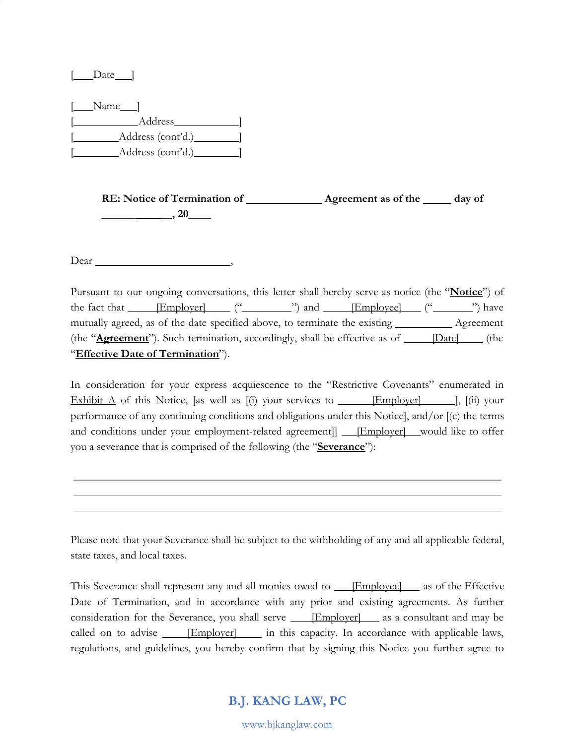[____Date___]

[___Name___]
[____________Address____________]
[_________Address (cont'd.)_________]
[_________Address (cont'd.)_________]

**RE: Notice of Termination of ______________ Agreement as of the _____ day of ___________, 20____**

Dear __________________________,

Pursuant to our ongoing conversations, this letter shall hereby serve as notice (the "**Notice**") of the fact that _____[Employer]_____ ("_________") and _____[Employee]_____ ("________") have mutually agreed, as of the date specified above, to terminate the existing ___________ Agreement (the "**Agreement**"). Such termination, accordingly, shall be effective as of _____[Date]_____ (the "**Effective Date of Termination**").

In consideration for your express acquiescence to the "Restrictive Covenants" enumerated in Exhibit A of this Notice, [as well as [(i) your services to ______[Employer]______], [(ii) your performance of any continuing conditions and obligations under this Notice], and/or [(c) the terms and conditions under your employment-related agreement]] ___[Employer]___ would like to offer you a severance that is comprised of the following (the "**Severance**"):

______________________________________________________________________
______________________________________________________________________
______________________________________________________________________

Please note that your Severance shall be subject to the withholding of any and all applicable federal, state taxes, and local taxes.

This Severance shall represent any and all monies owed to ___[Employee]___ as of the Effective Date of Termination, and in accordance with any prior and existing agreements. As further consideration for the Severance, you shall serve ____[Employer]____ as a consultant and may be called on to advise _____[Employer]_____ in this capacity. In accordance with applicable laws, regulations, and guidelines, you hereby confirm that by signing this Notice you further agree to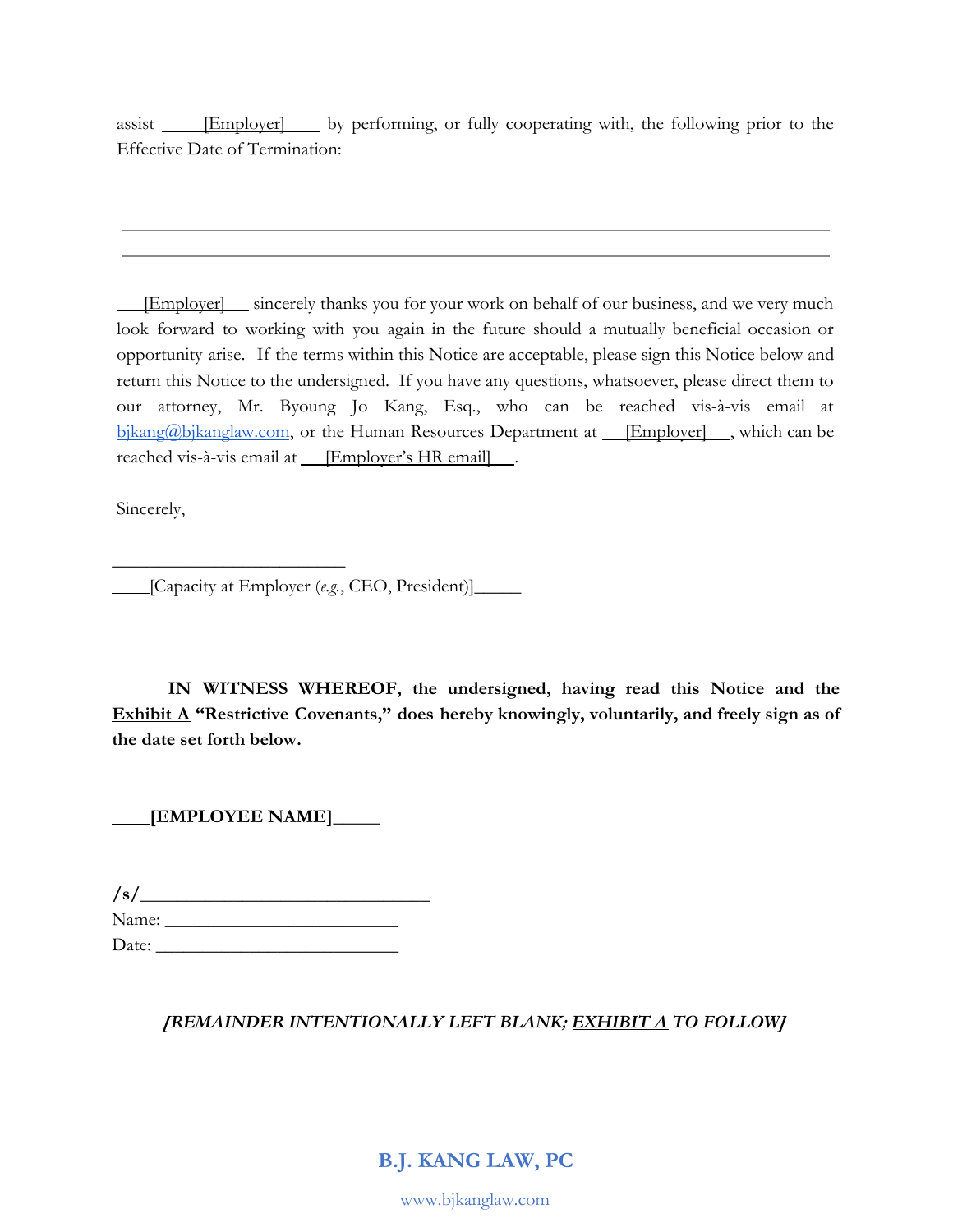assist ______[Employer]_____ by performing, or fully cooperating with, the following prior to the Effective Date of Termination:

_______________________________________________________________________________

_______________________________________________________________________________

_______________________________________________________________________________

____[Employer]____ sincerely thanks you for your work on behalf of our business, and we very much look forward to working with you again in the future should a mutually beneficial occasion or opportunity arise. If the terms within this Notice are acceptable, please sign this Notice below and return this Notice to the undersigned. If you have any questions, whatsoever, please direct them to our attorney, Mr. Byoung Jo Kang, Esq., who can be reached vis-à-vis email at bjkang@bjkanglaw.com, or the Human Resources Department at ____[Employer]____, which can be reached vis-à-vis email at ____[Employer's HR email]____.

Sincerely,

____________________________

____[Capacity at Employer (*e.g.*, CEO, President)]_____

**IN WITNESS WHEREOF, the undersigned, having read this Notice and the <u>Exhibit A</u> "Restrictive Covenants," does hereby knowingly, voluntarily, and freely sign as of the date set forth below.**

**____[EMPLOYEE NAME]_____**

**/s/**________________________________

Name: ___________________________

Date: ____________________________

***[REMAINDER INTENTIONALLY LEFT BLANK; <u>EXHIBIT A</u> TO FOLLOW]***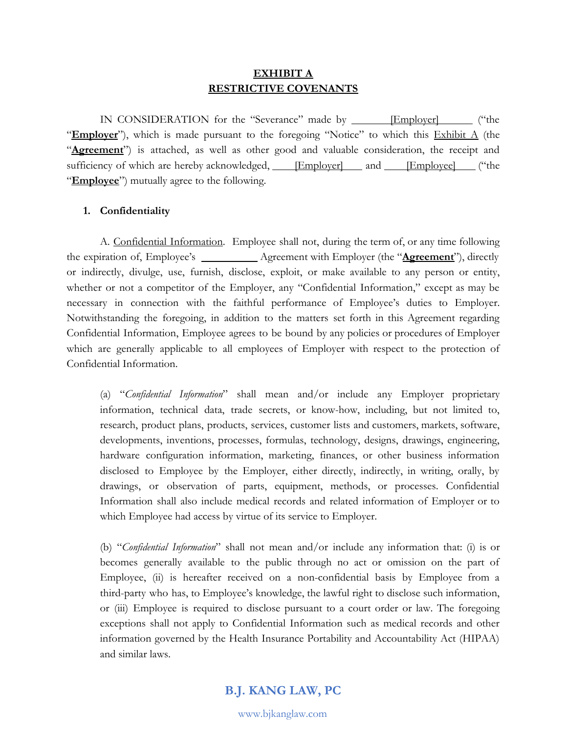# **EXHIBIT A**
# **RESTRICTIVE COVENANTS**

IN CONSIDERATION for the "Severance" made by ________[Employer]_______ ("the "**Employer**"), which is made pursuant to the foregoing "Notice" to which this Exhibit A (the "**Agreement**") is attached, as well as other good and valuable consideration, the receipt and sufficiency of which are hereby acknowledged, _____[Employer]____ and _____[Employee]____ ("the "**Employee**") mutually agree to the following.

**1. Confidentiality**

A. Confidential Information. Employee shall not, during the term of, or any time following the expiration of, Employee's ___________ Agreement with Employer (the "**Agreement**"), directly or indirectly, divulge, use, furnish, disclose, exploit, or make available to any person or entity, whether or not a competitor of the Employer, any "Confidential Information," except as may be necessary in connection with the faithful performance of Employee's duties to Employer. Notwithstanding the foregoing, in addition to the matters set forth in this Agreement regarding Confidential Information, Employee agrees to be bound by any policies or procedures of Employer which are generally applicable to all employees of Employer with respect to the protection of Confidential Information.

(a) "*Confidential Information*" shall mean and/or include any Employer proprietary information, technical data, trade secrets, or know-how, including, but not limited to, research, product plans, products, services, customer lists and customers, markets, software, developments, inventions, processes, formulas, technology, designs, drawings, engineering, hardware configuration information, marketing, finances, or other business information disclosed to Employee by the Employer, either directly, indirectly, in writing, orally, by drawings, or observation of parts, equipment, methods, or processes. Confidential Information shall also include medical records and related information of Employer or to which Employee had access by virtue of its service to Employer.

(b) "*Confidential Information*" shall not mean and/or include any information that: (i) is or becomes generally available to the public through no act or omission on the part of Employee, (ii) is hereafter received on a non-confidential basis by Employee from a third-party who has, to Employee's knowledge, the lawful right to disclose such information, or (iii) Employee is required to disclose pursuant to a court order or law. The foregoing exceptions shall not apply to Confidential Information such as medical records and other information governed by the Health Insurance Portability and Accountability Act (HIPAA) and similar laws.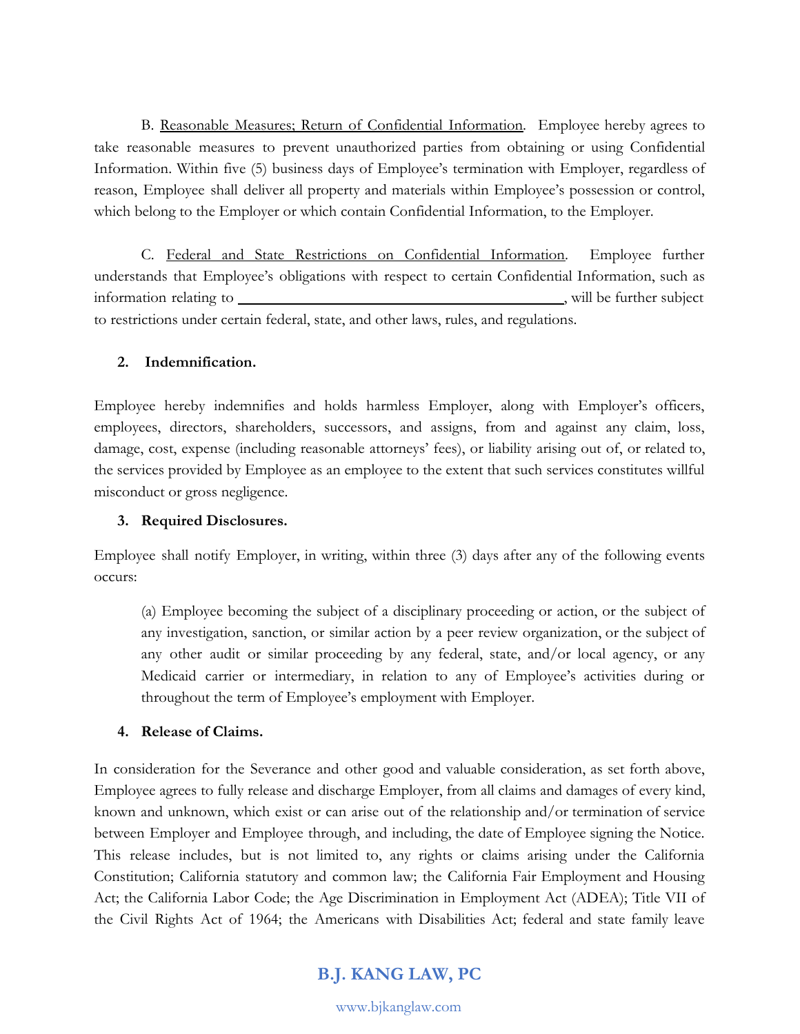B. <u>Reasonable Measures; Return of Confidential Information</u>. Employee hereby agrees to take reasonable measures to prevent unauthorized parties from obtaining or using Confidential Information. Within five (5) business days of Employee's termination with Employer, regardless of reason, Employee shall deliver all property and materials within Employee's possession or control, which belong to the Employer or which contain Confidential Information, to the Employer.

C. <u>Federal and State Restrictions on Confidential Information</u>. Employee further understands that Employee's obligations with respect to certain Confidential Information, such as information relating to ____________________________________________, will be further subject to restrictions under certain federal, state, and other laws, rules, and regulations.

**2. Indemnification.**

Employee hereby indemnifies and holds harmless Employer, along with Employer's officers, employees, directors, shareholders, successors, and assigns, from and against any claim, loss, damage, cost, expense (including reasonable attorneys' fees), or liability arising out of, or related to, the services provided by Employee as an employee to the extent that such services constitutes willful misconduct or gross negligence.

**3. Required Disclosures.**

Employee shall notify Employer, in writing, within three (3) days after any of the following events occurs:

(a) Employee becoming the subject of a disciplinary proceeding or action, or the subject of any investigation, sanction, or similar action by a peer review organization, or the subject of any other audit or similar proceeding by any federal, state, and/or local agency, or any Medicaid carrier or intermediary, in relation to any of Employee's activities during or throughout the term of Employee's employment with Employer.

**4. Release of Claims.**

In consideration for the Severance and other good and valuable consideration, as set forth above, Employee agrees to fully release and discharge Employer, from all claims and damages of every kind, known and unknown, which exist or can arise out of the relationship and/or termination of service between Employer and Employee through, and including, the date of Employee signing the Notice. This release includes, but is not limited to, any rights or claims arising under the California Constitution; California statutory and common law; the California Fair Employment and Housing Act; the California Labor Code; the Age Discrimination in Employment Act (ADEA); Title VII of the Civil Rights Act of 1964; the Americans with Disabilities Act; federal and state family leave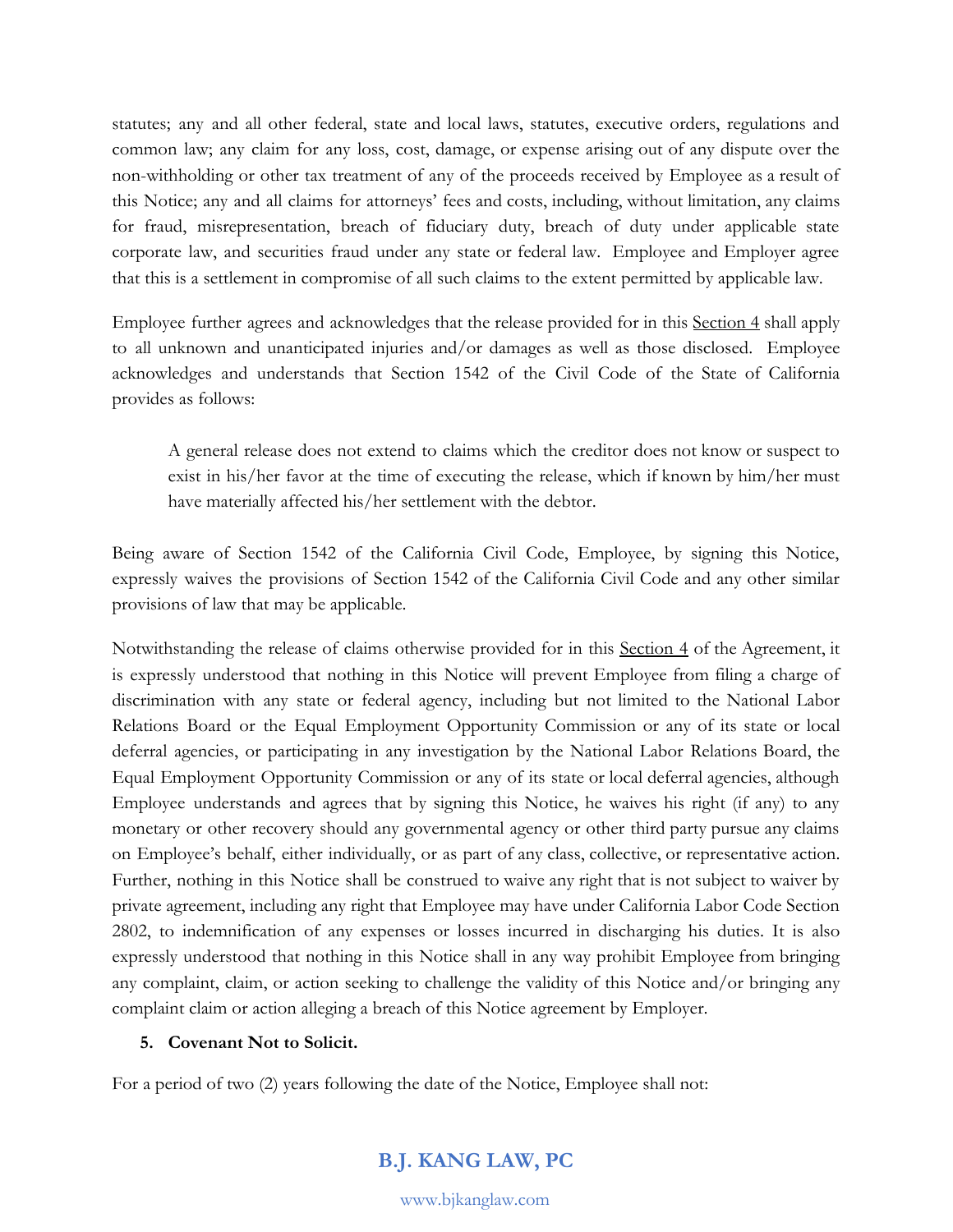statutes; any and all other federal, state and local laws, statutes, executive orders, regulations and common law; any claim for any loss, cost, damage, or expense arising out of any dispute over the non-withholding or other tax treatment of any of the proceeds received by Employee as a result of this Notice; any and all claims for attorneys' fees and costs, including, without limitation, any claims for fraud, misrepresentation, breach of fiduciary duty, breach of duty under applicable state corporate law, and securities fraud under any state or federal law. Employee and Employer agree that this is a settlement in compromise of all such claims to the extent permitted by applicable law.

Employee further agrees and acknowledges that the release provided for in this Section 4 shall apply to all unknown and unanticipated injuries and/or damages as well as those disclosed. Employee acknowledges and understands that Section 1542 of the Civil Code of the State of California provides as follows:

> A general release does not extend to claims which the creditor does not know or suspect to exist in his/her favor at the time of executing the release, which if known by him/her must have materially affected his/her settlement with the debtor.

Being aware of Section 1542 of the California Civil Code, Employee, by signing this Notice, expressly waives the provisions of Section 1542 of the California Civil Code and any other similar provisions of law that may be applicable.

Notwithstanding the release of claims otherwise provided for in this Section 4 of the Agreement, it is expressly understood that nothing in this Notice will prevent Employee from filing a charge of discrimination with any state or federal agency, including but not limited to the National Labor Relations Board or the Equal Employment Opportunity Commission or any of its state or local deferral agencies, or participating in any investigation by the National Labor Relations Board, the Equal Employment Opportunity Commission or any of its state or local deferral agencies, although Employee understands and agrees that by signing this Notice, he waives his right (if any) to any monetary or other recovery should any governmental agency or other third party pursue any claims on Employee's behalf, either individually, or as part of any class, collective, or representative action. Further, nothing in this Notice shall be construed to waive any right that is not subject to waiver by private agreement, including any right that Employee may have under California Labor Code Section 2802, to indemnification of any expenses or losses incurred in discharging his duties. It is also expressly understood that nothing in this Notice shall in any way prohibit Employee from bringing any complaint, claim, or action seeking to challenge the validity of this Notice and/or bringing any complaint claim or action alleging a breach of this Notice agreement by Employer.

**5. Covenant Not to Solicit.**

For a period of two (2) years following the date of the Notice, Employee shall not: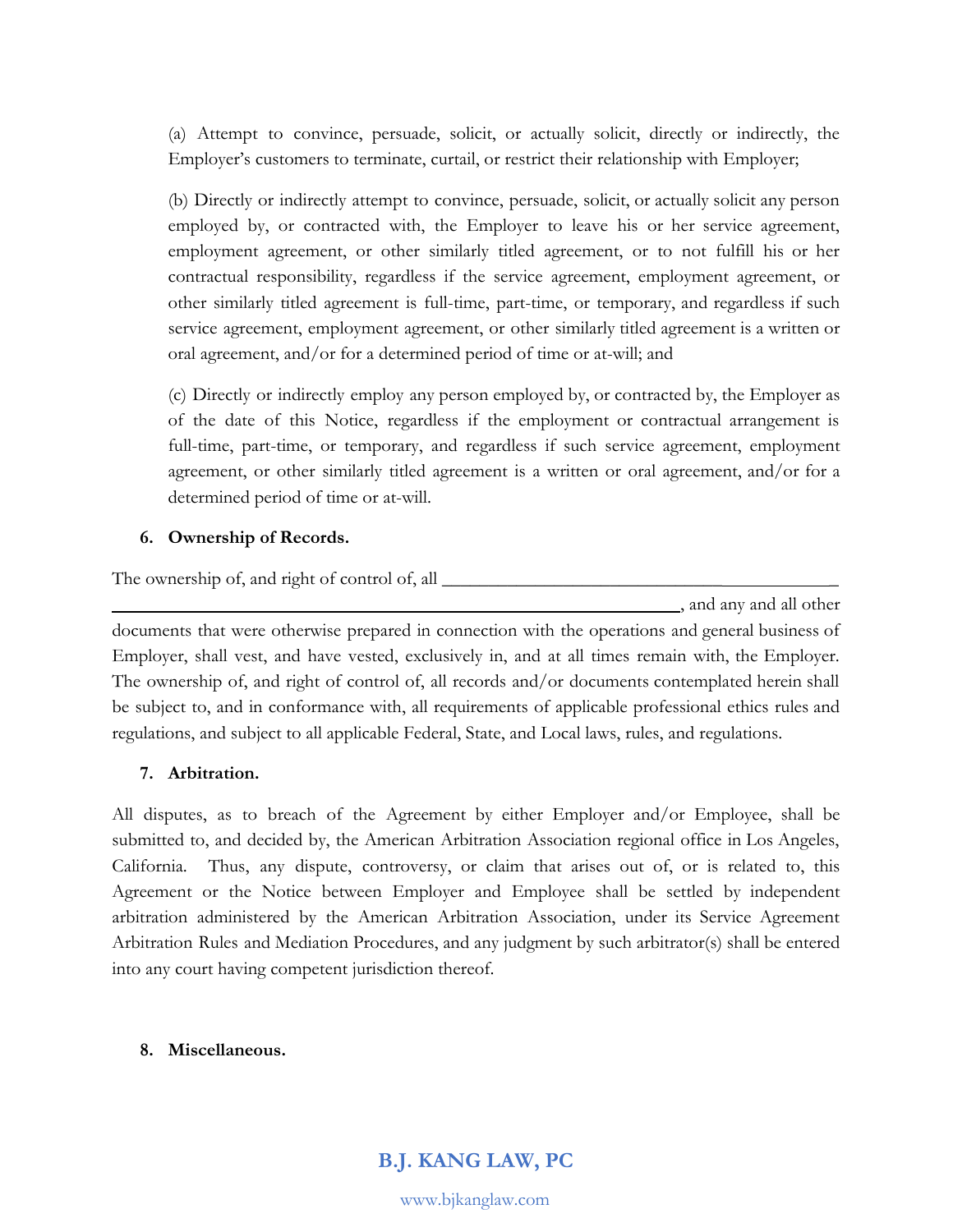(a) Attempt to convince, persuade, solicit, or actually solicit, directly or indirectly, the Employer's customers to terminate, curtail, or restrict their relationship with Employer;

(b) Directly or indirectly attempt to convince, persuade, solicit, or actually solicit any person employed by, or contracted with, the Employer to leave his or her service agreement, employment agreement, or other similarly titled agreement, or to not fulfill his or her contractual responsibility, regardless if the service agreement, employment agreement, or other similarly titled agreement is full-time, part-time, or temporary, and regardless if such service agreement, employment agreement, or other similarly titled agreement is a written or oral agreement, and/or for a determined period of time or at-will; and

(c) Directly or indirectly employ any person employed by, or contracted by, the Employer as of the date of this Notice, regardless if the employment or contractual arrangement is full-time, part-time, or temporary, and regardless if such service agreement, employment agreement, or other similarly titled agreement is a written or oral agreement, and/or for a determined period of time or at-will.

**6. Ownership of Records.**

The ownership of, and right of control of, all ______________________________________________ ______________________________________________________________, and any and all other documents that were otherwise prepared in connection with the operations and general business of Employer, shall vest, and have vested, exclusively in, and at all times remain with, the Employer. The ownership of, and right of control of, all records and/or documents contemplated herein shall be subject to, and in conformance with, all requirements of applicable professional ethics rules and regulations, and subject to all applicable Federal, State, and Local laws, rules, and regulations.

**7. Arbitration.**

All disputes, as to breach of the Agreement by either Employer and/or Employee, shall be submitted to, and decided by, the American Arbitration Association regional office in Los Angeles, California. Thus, any dispute, controversy, or claim that arises out of, or is related to, this Agreement or the Notice between Employer and Employee shall be settled by independent arbitration administered by the American Arbitration Association, under its Service Agreement Arbitration Rules and Mediation Procedures, and any judgment by such arbitrator(s) shall be entered into any court having competent jurisdiction thereof.

**8. Miscellaneous.**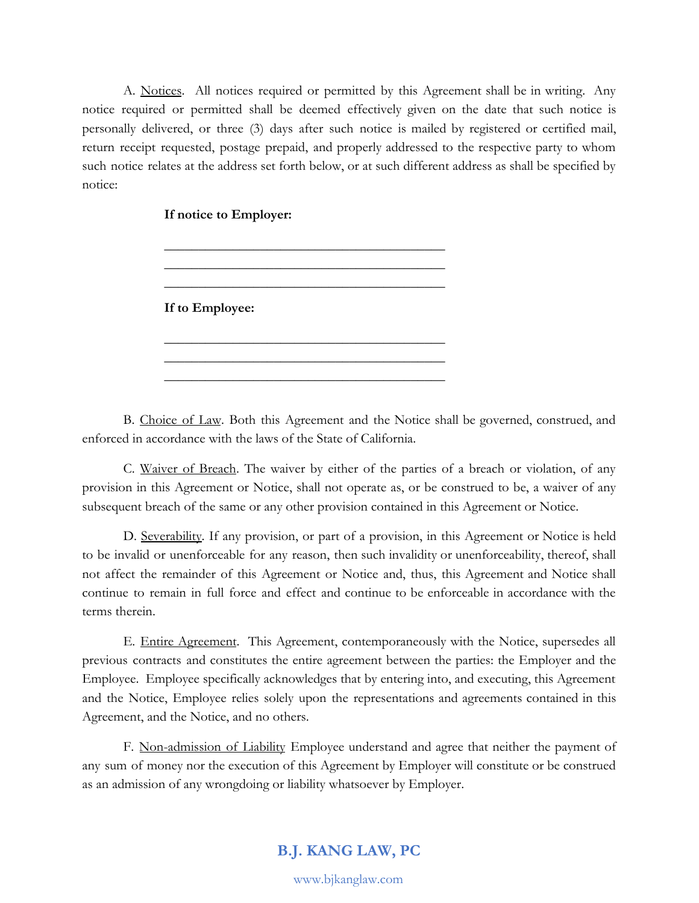A. Notices. All notices required or permitted by this Agreement shall be in writing. Any notice required or permitted shall be deemed effectively given on the date that such notice is personally delivered, or three (3) days after such notice is mailed by registered or certified mail, return receipt requested, postage prepaid, and properly addressed to the respective party to whom such notice relates at the address set forth below, or at such different address as shall be specified by notice:

**If notice to Employer:**

\_\_\_\_\_\_\_\_\_\_\_\_\_\_\_\_\_\_\_\_\_\_\_\_\_\_\_\_\_\_\_\_\_\_\_\_\_\_\_\_\_\_\_\_

\_\_\_\_\_\_\_\_\_\_\_\_\_\_\_\_\_\_\_\_\_\_\_\_\_\_\_\_\_\_\_\_\_\_\_\_\_\_\_\_\_\_\_\_

\_\_\_\_\_\_\_\_\_\_\_\_\_\_\_\_\_\_\_\_\_\_\_\_\_\_\_\_\_\_\_\_\_\_\_\_\_\_\_\_\_\_\_\_

**If to Employee:**

\_\_\_\_\_\_\_\_\_\_\_\_\_\_\_\_\_\_\_\_\_\_\_\_\_\_\_\_\_\_\_\_\_\_\_\_\_\_\_\_\_\_\_\_

\_\_\_\_\_\_\_\_\_\_\_\_\_\_\_\_\_\_\_\_\_\_\_\_\_\_\_\_\_\_\_\_\_\_\_\_\_\_\_\_\_\_\_\_

\_\_\_\_\_\_\_\_\_\_\_\_\_\_\_\_\_\_\_\_\_\_\_\_\_\_\_\_\_\_\_\_\_\_\_\_\_\_\_\_\_\_\_\_

B. Choice of Law. Both this Agreement and the Notice shall be governed, construed, and enforced in accordance with the laws of the State of California.

C. Waiver of Breach. The waiver by either of the parties of a breach or violation, of any provision in this Agreement or Notice, shall not operate as, or be construed to be, a waiver of any subsequent breach of the same or any other provision contained in this Agreement or Notice.

D. Severability. If any provision, or part of a provision, in this Agreement or Notice is held to be invalid or unenforceable for any reason, then such invalidity or unenforceability, thereof, shall not affect the remainder of this Agreement or Notice and, thus, this Agreement and Notice shall continue to remain in full force and effect and continue to be enforceable in accordance with the terms therein.

E. Entire Agreement. This Agreement, contemporaneously with the Notice, supersedes all previous contracts and constitutes the entire agreement between the parties: the Employer and the Employee. Employee specifically acknowledges that by entering into, and executing, this Agreement and the Notice, Employee relies solely upon the representations and agreements contained in this Agreement, and the Notice, and no others.

F. Non-admission of Liability Employee understand and agree that neither the payment of any sum of money nor the execution of this Agreement by Employer will constitute or be construed as an admission of any wrongdoing or liability whatsoever by Employer.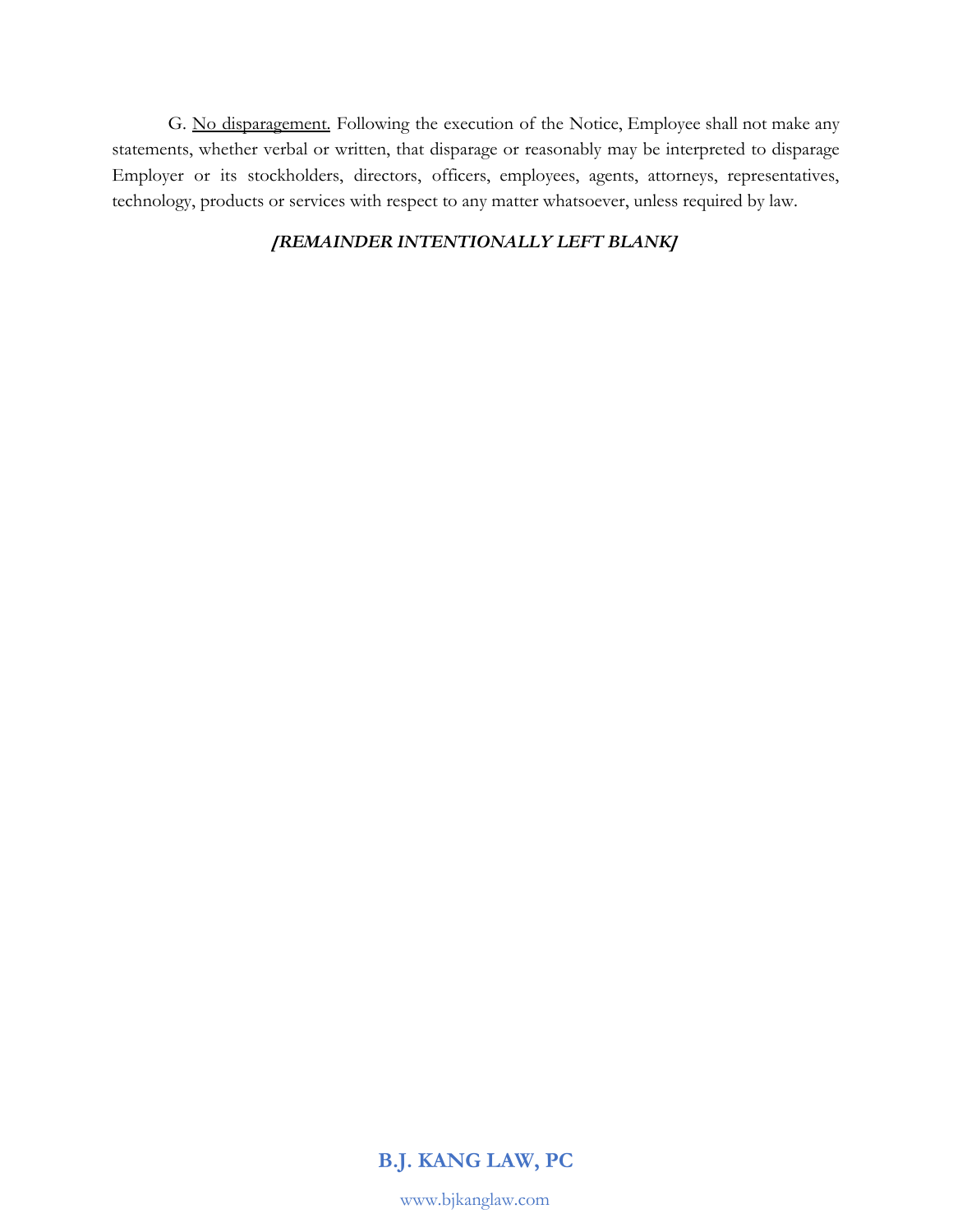G. No disparagement. Following the execution of the Notice, Employee shall not make any statements, whether verbal or written, that disparage or reasonably may be interpreted to disparage Employer or its stockholders, directors, officers, employees, agents, attorneys, representatives, technology, products or services with respect to any matter whatsoever, unless required by law.

***[REMAINDER INTENTIONALLY LEFT BLANK]***